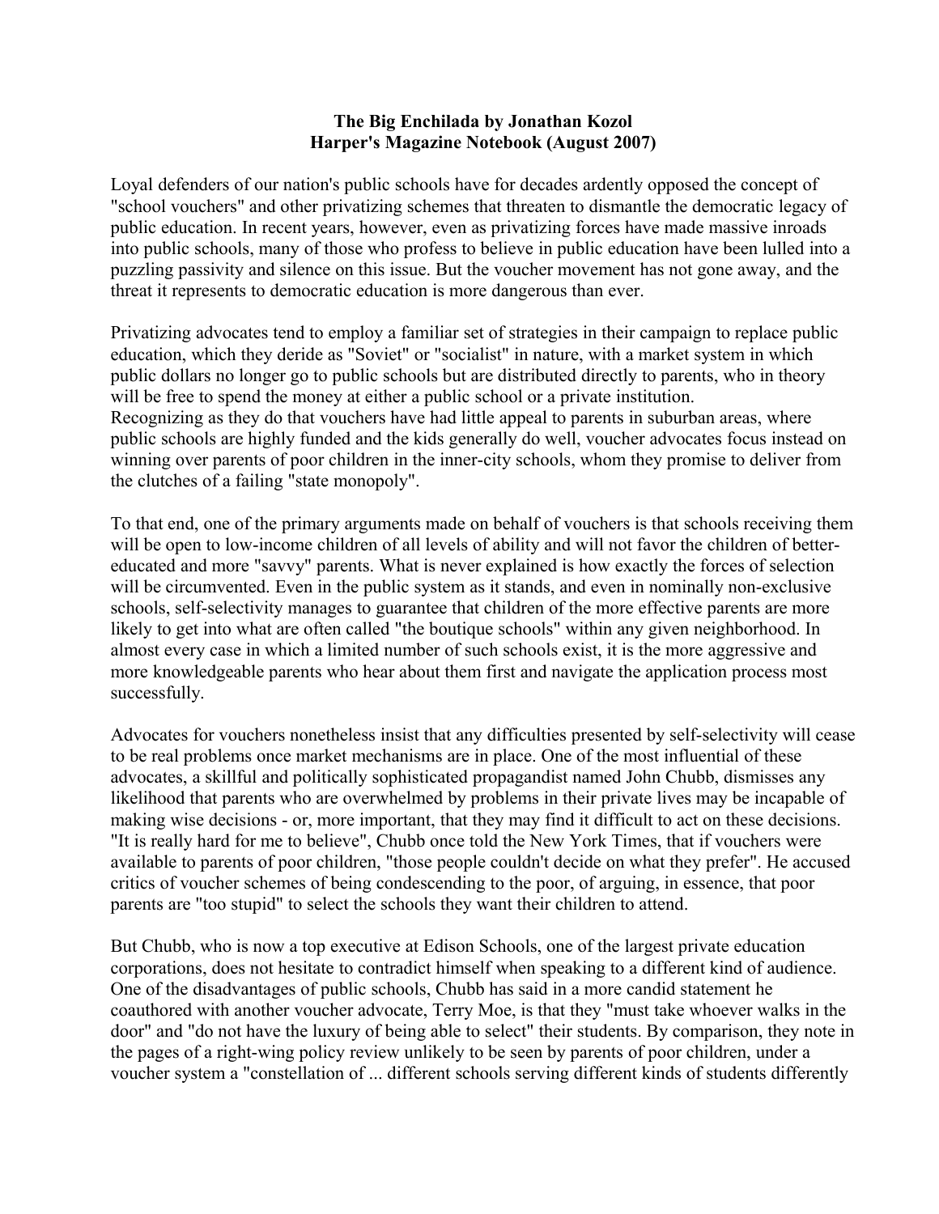**The Big Enchilada by Jonathan Kozol**
**Harper's Magazine Notebook (August 2007)**

Loyal defenders of our nation's public schools have for decades ardently opposed the concept of "school vouchers" and other privatizing schemes that threaten to dismantle the democratic legacy of public education. In recent years, however, even as privatizing forces have made massive inroads into public schools, many of those who profess to believe in public education have been lulled into a puzzling passivity and silence on this issue. But the voucher movement has not gone away, and the threat it represents to democratic education is more dangerous than ever.

Privatizing advocates tend to employ a familiar set of strategies in their campaign to replace public education, which they deride as "Soviet" or "socialist" in nature, with a market system in which public dollars no longer go to public schools but are distributed directly to parents, who in theory will be free to spend the money at either a public school or a private institution.
Recognizing as they do that vouchers have had little appeal to parents in suburban areas, where public schools are highly funded and the kids generally do well, voucher advocates focus instead on winning over parents of poor children in the inner-city schools, whom they promise to deliver from the clutches of a failing "state monopoly".

To that end, one of the primary arguments made on behalf of vouchers is that schools receiving them will be open to low-income children of all levels of ability and will not favor the children of better-educated and more "savvy" parents. What is never explained is how exactly the forces of selection will be circumvented. Even in the public system as it stands, and even in nominally non-exclusive schools, self-selectivity manages to guarantee that children of the more effective parents are more likely to get into what are often called "the boutique schools" within any given neighborhood. In almost every case in which a limited number of such schools exist, it is the more aggressive and more knowledgeable parents who hear about them first and navigate the application process most successfully.

Advocates for vouchers nonetheless insist that any difficulties presented by self-selectivity will cease to be real problems once market mechanisms are in place. One of the most influential of these advocates, a skillful and politically sophisticated propagandist named John Chubb, dismisses any likelihood that parents who are overwhelmed by problems in their private lives may be incapable of making wise decisions - or, more important, that they may find it difficult to act on these decisions. "It is really hard for me to believe", Chubb once told the New York Times, that if vouchers were available to parents of poor children, "those people couldn't decide on what they prefer". He accused critics of voucher schemes of being condescending to the poor, of arguing, in essence, that poor parents are "too stupid" to select the schools they want their children to attend.

But Chubb, who is now a top executive at Edison Schools, one of the largest private education corporations, does not hesitate to contradict himself when speaking to a different kind of audience. One of the disadvantages of public schools, Chubb has said in a more candid statement he coauthored with another voucher advocate, Terry Moe, is that they "must take whoever walks in the door" and "do not have the luxury of being able to select" their students. By comparison, they note in the pages of a right-wing policy review unlikely to be seen by parents of poor children, under a voucher system a "constellation of ... different schools serving different kinds of students differently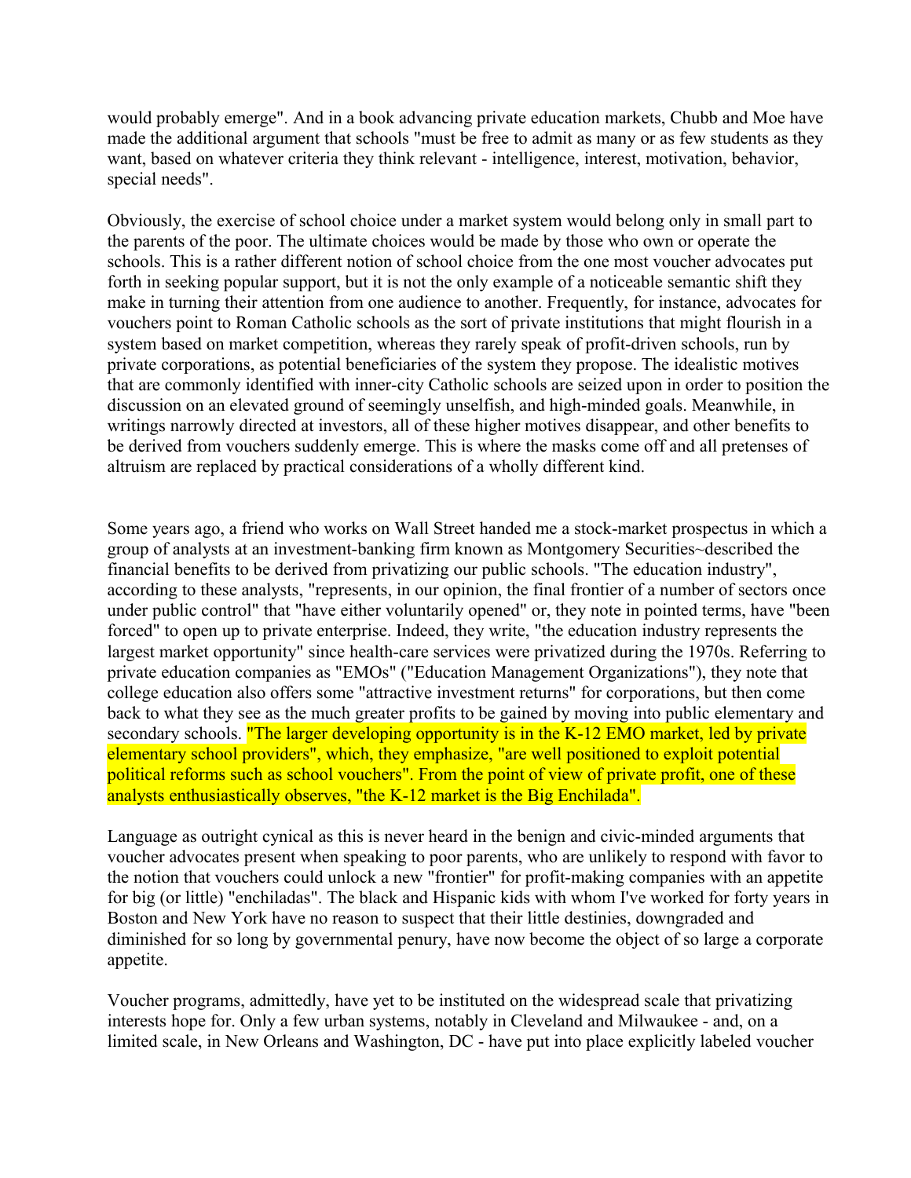would probably emerge". And in a book advancing private education markets, Chubb and Moe have made the additional argument that schools "must be free to admit as many or as few students as they want, based on whatever criteria they think relevant - intelligence, interest, motivation, behavior, special needs".

Obviously, the exercise of school choice under a market system would belong only in small part to the parents of the poor. The ultimate choices would be made by those who own or operate the schools. This is a rather different notion of school choice from the one most voucher advocates put forth in seeking popular support, but it is not the only example of a noticeable semantic shift they make in turning their attention from one audience to another. Frequently, for instance, advocates for vouchers point to Roman Catholic schools as the sort of private institutions that might flourish in a system based on market competition, whereas they rarely speak of profit-driven schools, run by private corporations, as potential beneficiaries of the system they propose. The idealistic motives that are commonly identified with inner-city Catholic schools are seized upon in order to position the discussion on an elevated ground of seemingly unselfish, and high-minded goals. Meanwhile, in writings narrowly directed at investors, all of these higher motives disappear, and other benefits to be derived from vouchers suddenly emerge. This is where the masks come off and all pretenses of altruism are replaced by practical considerations of a wholly different kind.

Some years ago, a friend who works on Wall Street handed me a stock-market prospectus in which a group of analysts at an investment-banking firm known as Montgomery Securities~described the financial benefits to be derived from privatizing our public schools. "The education industry", according to these analysts, "represents, in our opinion, the final frontier of a number of sectors once under public control" that "have either voluntarily opened" or, they note in pointed terms, have "been forced" to open up to private enterprise. Indeed, they write, "the education industry represents the largest market opportunity" since health-care services were privatized during the 1970s. Referring to private education companies as "EMOs" ("Education Management Organizations"), they note that college education also offers some "attractive investment returns" for corporations, but then come back to what they see as the much greater profits to be gained by moving into public elementary and secondary schools. "The larger developing opportunity is in the K-12 EMO market, led by private elementary school providers", which, they emphasize, "are well positioned to exploit potential political reforms such as school vouchers". From the point of view of private profit, one of these analysts enthusiastically observes, "the K-12 market is the Big Enchilada".

Language as outright cynical as this is never heard in the benign and civic-minded arguments that voucher advocates present when speaking to poor parents, who are unlikely to respond with favor to the notion that vouchers could unlock a new "frontier" for profit-making companies with an appetite for big (or little) "enchiladas". The black and Hispanic kids with whom I've worked for forty years in Boston and New York have no reason to suspect that their little destinies, downgraded and diminished for so long by governmental penury, have now become the object of so large a corporate appetite.

Voucher programs, admittedly, have yet to be instituted on the widespread scale that privatizing interests hope for. Only a few urban systems, notably in Cleveland and Milwaukee - and, on a limited scale, in New Orleans and Washington, DC - have put into place explicitly labeled voucher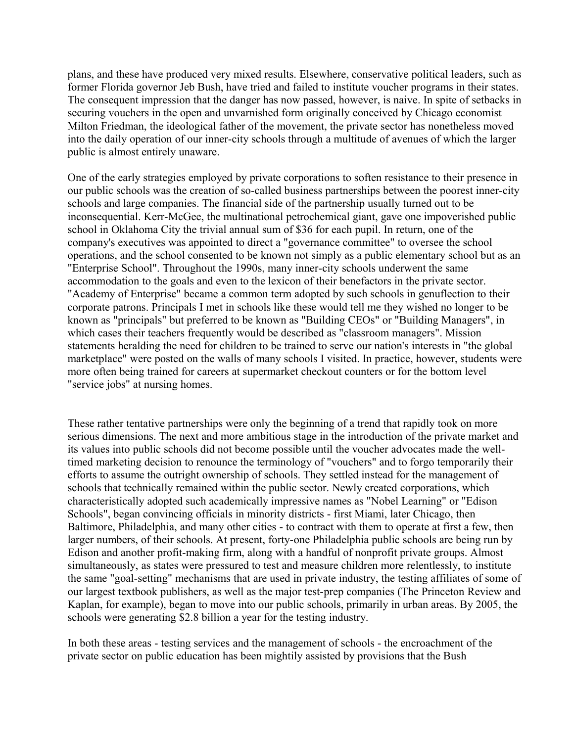plans, and these have produced very mixed results. Elsewhere, conservative political leaders, such as former Florida governor Jeb Bush, have tried and failed to institute voucher programs in their states. The consequent impression that the danger has now passed, however, is naive. In spite of setbacks in securing vouchers in the open and unvarnished form originally conceived by Chicago economist Milton Friedman, the ideological father of the movement, the private sector has nonetheless moved into the daily operation of our inner-city schools through a multitude of avenues of which the larger public is almost entirely unaware.

One of the early strategies employed by private corporations to soften resistance to their presence in our public schools was the creation of so-called business partnerships between the poorest inner-city schools and large companies. The financial side of the partnership usually turned out to be inconsequential. Kerr-McGee, the multinational petrochemical giant, gave one impoverished public school in Oklahoma City the trivial annual sum of $36 for each pupil. In return, one of the company's executives was appointed to direct a "governance committee" to oversee the school operations, and the school consented to be known not simply as a public elementary school but as an "Enterprise School". Throughout the 1990s, many inner-city schools underwent the same accommodation to the goals and even to the lexicon of their benefactors in the private sector. "Academy of Enterprise" became a common term adopted by such schools in genuflection to their corporate patrons. Principals I met in schools like these would tell me they wished no longer to be known as "principals" but preferred to be known as "Building CEOs" or "Building Managers", in which cases their teachers frequently would be described as "classroom managers". Mission statements heralding the need for children to be trained to serve our nation's interests in "the global marketplace" were posted on the walls of many schools I visited. In practice, however, students were more often being trained for careers at supermarket checkout counters or for the bottom level "service jobs" at nursing homes.

These rather tentative partnerships were only the beginning of a trend that rapidly took on more serious dimensions. The next and more ambitious stage in the introduction of the private market and its values into public schools did not become possible until the voucher advocates made the well-timed marketing decision to renounce the terminology of "vouchers" and to forgo temporarily their efforts to assume the outright ownership of schools. They settled instead for the management of schools that technically remained within the public sector. Newly created corporations, which characteristically adopted such academically impressive names as "Nobel Learning" or "Edison Schools", began convincing officials in minority districts - first Miami, later Chicago, then Baltimore, Philadelphia, and many other cities - to contract with them to operate at first a few, then larger numbers, of their schools. At present, forty-one Philadelphia public schools are being run by Edison and another profit-making firm, along with a handful of nonprofit private groups. Almost simultaneously, as states were pressured to test and measure children more relentlessly, to institute the same "goal-setting" mechanisms that are used in private industry, the testing affiliates of some of our largest textbook publishers, as well as the major test-prep companies (The Princeton Review and Kaplan, for example), began to move into our public schools, primarily in urban areas. By 2005, the schools were generating $2.8 billion a year for the testing industry.

In both these areas - testing services and the management of schools - the encroachment of the private sector on public education has been mightily assisted by provisions that the Bush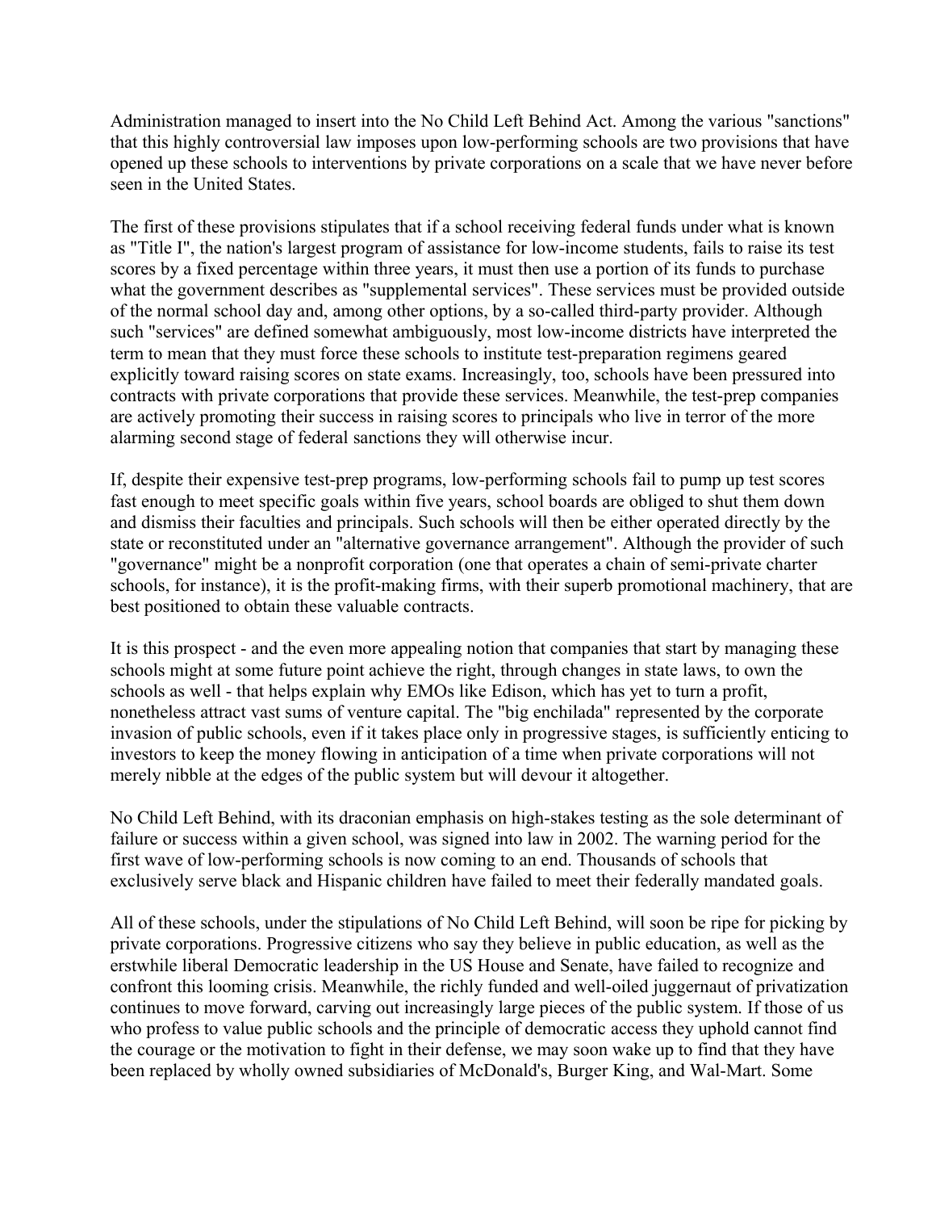Administration managed to insert into the No Child Left Behind Act. Among the various "sanctions" that this highly controversial law imposes upon low-performing schools are two provisions that have opened up these schools to interventions by private corporations on a scale that we have never before seen in the United States.

The first of these provisions stipulates that if a school receiving federal funds under what is known as "Title I", the nation's largest program of assistance for low-income students, fails to raise its test scores by a fixed percentage within three years, it must then use a portion of its funds to purchase what the government describes as "supplemental services". These services must be provided outside of the normal school day and, among other options, by a so-called third-party provider. Although such "services" are defined somewhat ambiguously, most low-income districts have interpreted the term to mean that they must force these schools to institute test-preparation regimens geared explicitly toward raising scores on state exams. Increasingly, too, schools have been pressured into contracts with private corporations that provide these services. Meanwhile, the test-prep companies are actively promoting their success in raising scores to principals who live in terror of the more alarming second stage of federal sanctions they will otherwise incur.

If, despite their expensive test-prep programs, low-performing schools fail to pump up test scores fast enough to meet specific goals within five years, school boards are obliged to shut them down and dismiss their faculties and principals. Such schools will then be either operated directly by the state or reconstituted under an "alternative governance arrangement". Although the provider of such "governance" might be a nonprofit corporation (one that operates a chain of semi-private charter schools, for instance), it is the profit-making firms, with their superb promotional machinery, that are best positioned to obtain these valuable contracts.

It is this prospect - and the even more appealing notion that companies that start by managing these schools might at some future point achieve the right, through changes in state laws, to own the schools as well - that helps explain why EMOs like Edison, which has yet to turn a profit, nonetheless attract vast sums of venture capital. The "big enchilada" represented by the corporate invasion of public schools, even if it takes place only in progressive stages, is sufficiently enticing to investors to keep the money flowing in anticipation of a time when private corporations will not merely nibble at the edges of the public system but will devour it altogether.

No Child Left Behind, with its draconian emphasis on high-stakes testing as the sole determinant of failure or success within a given school, was signed into law in 2002. The warning period for the first wave of low-performing schools is now coming to an end. Thousands of schools that exclusively serve black and Hispanic children have failed to meet their federally mandated goals.

All of these schools, under the stipulations of No Child Left Behind, will soon be ripe for picking by private corporations. Progressive citizens who say they believe in public education, as well as the erstwhile liberal Democratic leadership in the US House and Senate, have failed to recognize and confront this looming crisis. Meanwhile, the richly funded and well-oiled juggernaut of privatization continues to move forward, carving out increasingly large pieces of the public system. If those of us who profess to value public schools and the principle of democratic access they uphold cannot find the courage or the motivation to fight in their defense, we may soon wake up to find that they have been replaced by wholly owned subsidiaries of McDonald's, Burger King, and Wal-Mart. Some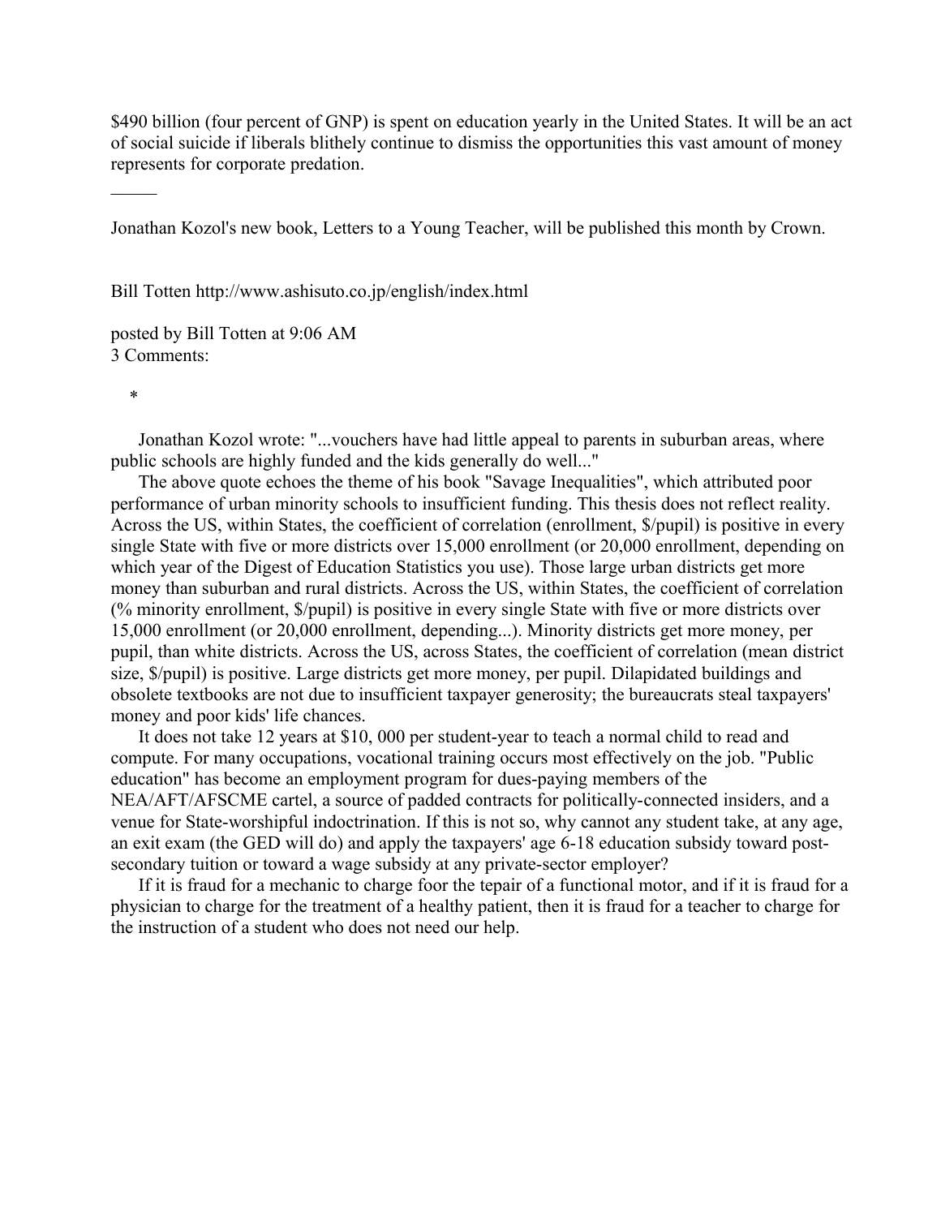$490 billion (four percent of GNP) is spent on education yearly in the United States. It will be an act of social suicide if liberals blithely continue to dismiss the opportunities this vast amount of money represents for corporate predation.

―――

Jonathan Kozol's new book, Letters to a Young Teacher, will be published this month by Crown.

Bill Totten http://www.ashisuto.co.jp/english/index.html

posted by Bill Totten at 9:06 AM
3 Comments:

*

Jonathan Kozol wrote: "...vouchers have had little appeal to parents in suburban areas, where public schools are highly funded and the kids generally do well..."

The above quote echoes the theme of his book "Savage Inequalities", which attributed poor performance of urban minority schools to insufficient funding. This thesis does not reflect reality. Across the US, within States, the coefficient of correlation (enrollment, $/pupil) is positive in every single State with five or more districts over 15,000 enrollment (or 20,000 enrollment, depending on which year of the Digest of Education Statistics you use). Those large urban districts get more money than suburban and rural districts. Across the US, within States, the coefficient of correlation (% minority enrollment, $/pupil) is positive in every single State with five or more districts over 15,000 enrollment (or 20,000 enrollment, depending...). Minority districts get more money, per pupil, than white districts. Across the US, across States, the coefficient of correlation (mean district size, $/pupil) is positive. Large districts get more money, per pupil. Dilapidated buildings and obsolete textbooks are not due to insufficient taxpayer generosity; the bureaucrats steal taxpayers' money and poor kids' life chances.

It does not take 12 years at $10, 000 per student-year to teach a normal child to read and compute. For many occupations, vocational training occurs most effectively on the job. "Public education" has become an employment program for dues-paying members of the NEA/AFT/AFSCME cartel, a source of padded contracts for politically-connected insiders, and a venue for State-worshipful indoctrination. If this is not so, why cannot any student take, at any age, an exit exam (the GED will do) and apply the taxpayers' age 6-18 education subsidy toward post-secondary tuition or toward a wage subsidy at any private-sector employer?

If it is fraud for a mechanic to charge foor the tepair of a functional motor, and if it is fraud for a physician to charge for the treatment of a healthy patient, then it is fraud for a teacher to charge for the instruction of a student who does not need our help.